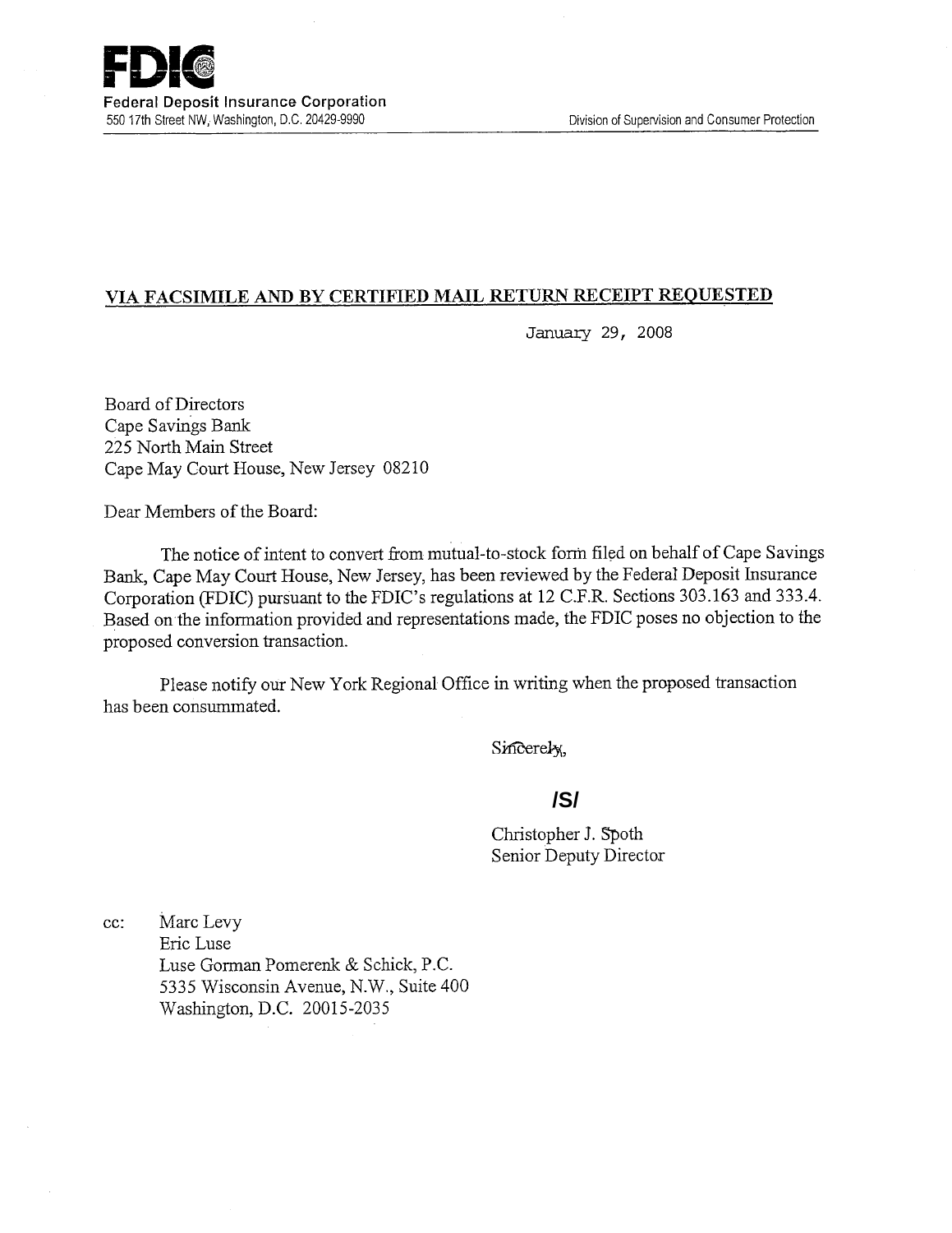**FDIC**
Federal Deposit Insurance Corporation
550 17th Street NW, Washington, D.C. 20429-9990

Division of Supervision and Consumer Protection

**VIA FACSIMILE AND BY CERTIFIED MAIL RETURN RECEIPT REQUESTED**

January 29, 2008

Board of Directors
Cape Savings Bank
225 North Main Street
Cape May Court House, New Jersey 08210

Dear Members of the Board:

The notice of intent to convert from mutual-to-stock form filed on behalf of Cape Savings Bank, Cape May Court House, New Jersey, has been reviewed by the Federal Deposit Insurance Corporation (FDIC) pursuant to the FDIC's regulations at 12 C.F.R. Sections 303.163 and 333.4. Based on the information provided and representations made, the FDIC poses no objection to the proposed conversion transaction.

Please notify our New York Regional Office in writing when the proposed transaction has been consummated.

Sincerely,

**/S/**

Christopher J. Spoth
Senior Deputy Director

cc: Marc Levy
Eric Luse
Luse Gorman Pomerenk & Schick, P.C.
5335 Wisconsin Avenue, N.W., Suite 400
Washington, D.C. 20015-2035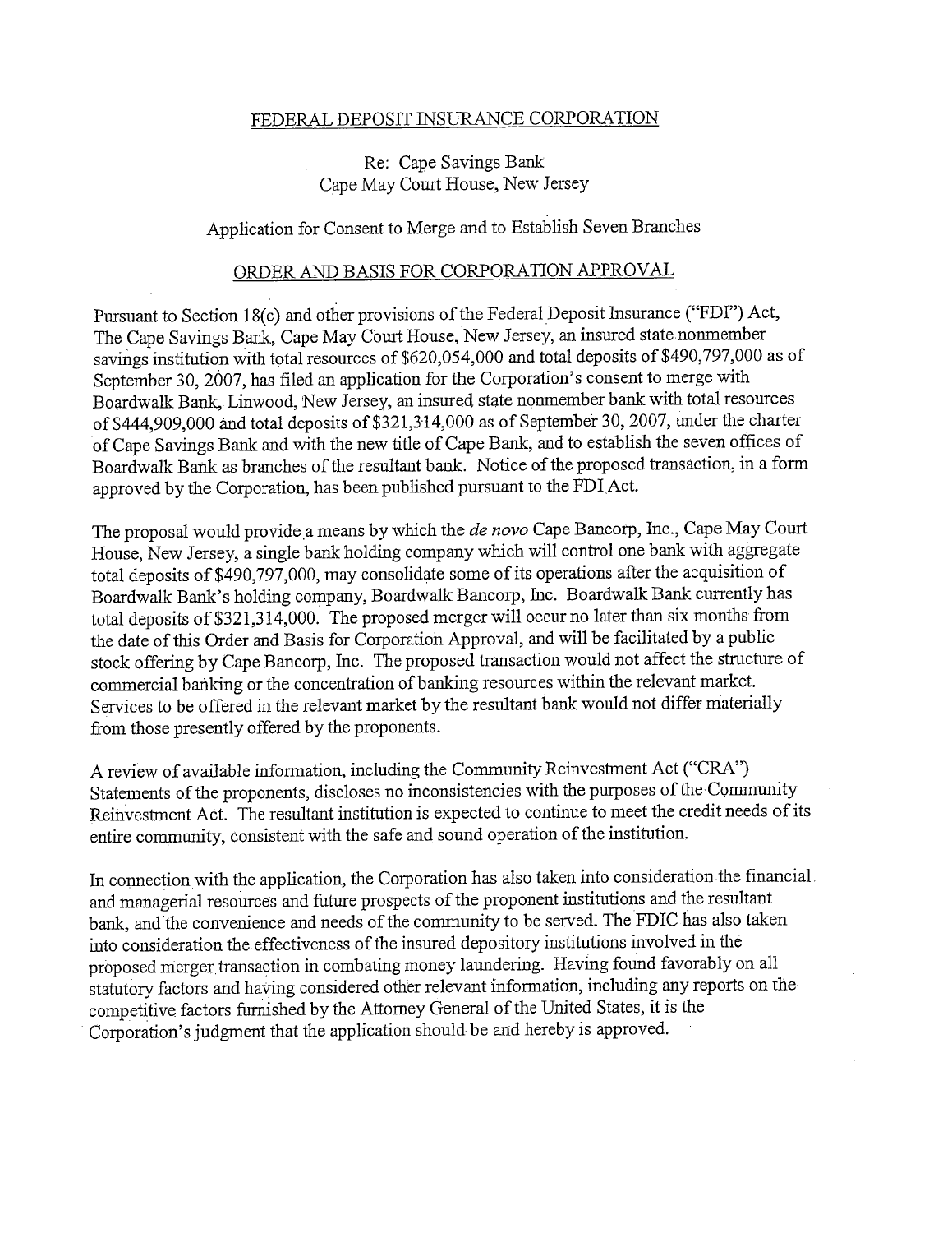FEDERAL DEPOSIT INSURANCE CORPORATION

Re: Cape Savings Bank
Cape May Court House, New Jersey

Application for Consent to Merge and to Establish Seven Branches

ORDER AND BASIS FOR CORPORATION APPROVAL

Pursuant to Section 18(c) and other provisions of the Federal Deposit Insurance ("FDI") Act, The Cape Savings Bank, Cape May Court House, New Jersey, an insured state nonmember savings institution with total resources of $620,054,000 and total deposits of $490,797,000 as of September 30, 2007, has filed an application for the Corporation's consent to merge with Boardwalk Bank, Linwood, New Jersey, an insured state nonmember bank with total resources of $444,909,000 and total deposits of $321,314,000 as of September 30, 2007, under the charter of Cape Savings Bank and with the new title of Cape Bank, and to establish the seven offices of Boardwalk Bank as branches of the resultant bank. Notice of the proposed transaction, in a form approved by the Corporation, has been published pursuant to the FDI Act.

The proposal would provide a means by which the *de novo* Cape Bancorp, Inc., Cape May Court House, New Jersey, a single bank holding company which will control one bank with aggregate total deposits of $490,797,000, may consolidate some of its operations after the acquisition of Boardwalk Bank's holding company, Boardwalk Bancorp, Inc. Boardwalk Bank currently has total deposits of $321,314,000. The proposed merger will occur no later than six months from the date of this Order and Basis for Corporation Approval, and will be facilitated by a public stock offering by Cape Bancorp, Inc. The proposed transaction would not affect the structure of commercial banking or the concentration of banking resources within the relevant market. Services to be offered in the relevant market by the resultant bank would not differ materially from those presently offered by the proponents.

A review of available information, including the Community Reinvestment Act ("CRA") Statements of the proponents, discloses no inconsistencies with the purposes of the Community Reinvestment Act. The resultant institution is expected to continue to meet the credit needs of its entire community, consistent with the safe and sound operation of the institution.

In connection with the application, the Corporation has also taken into consideration the financial and managerial resources and future prospects of the proponent institutions and the resultant bank, and the convenience and needs of the community to be served. The FDIC has also taken into consideration the effectiveness of the insured depository institutions involved in the proposed merger transaction in combating money laundering. Having found favorably on all statutory factors and having considered other relevant information, including any reports on the competitive factors furnished by the Attorney General of the United States, it is the Corporation's judgment that the application should be and hereby is approved.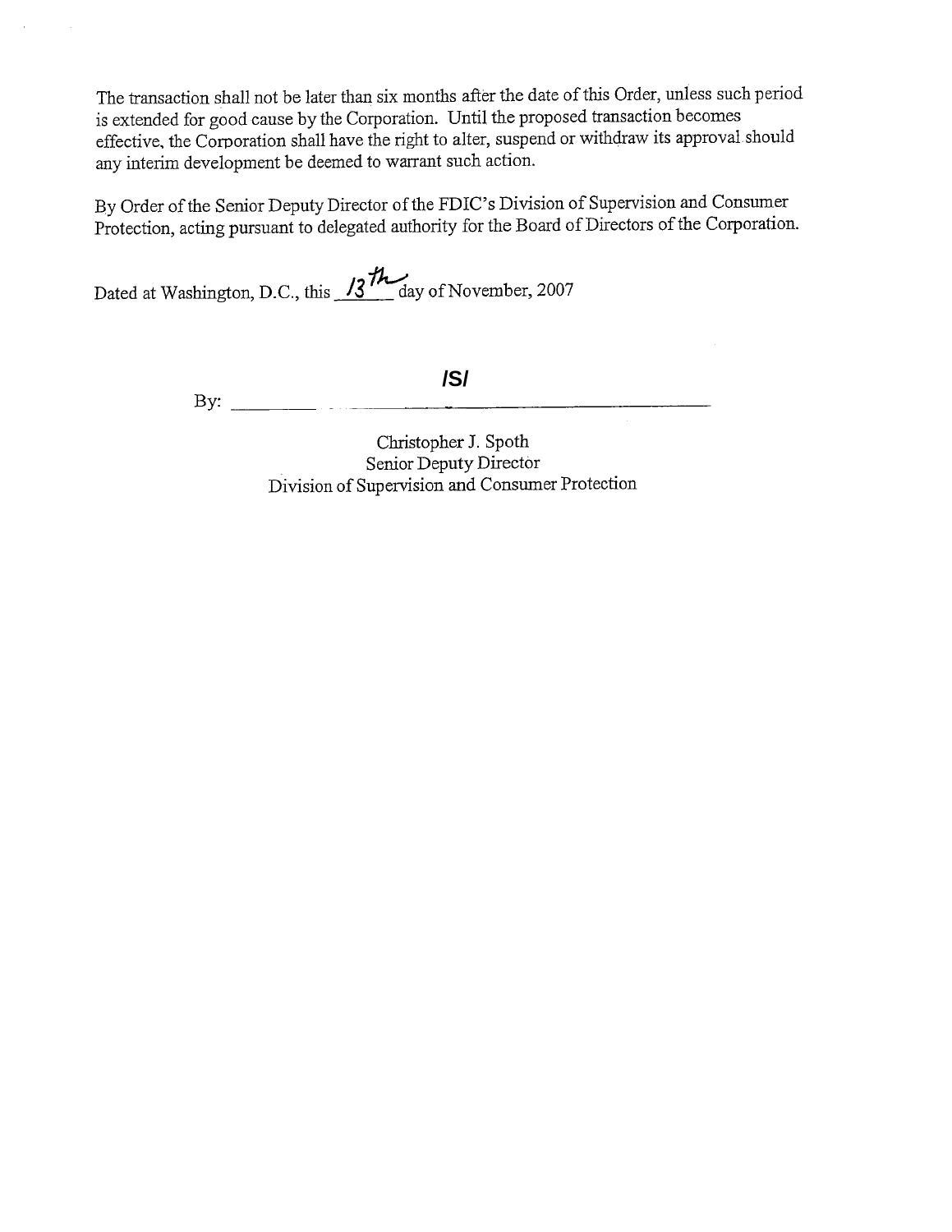The transaction shall not be later than six months after the date of this Order, unless such period is extended for good cause by the Corporation. Until the proposed transaction becomes effective, the Corporation shall have the right to alter, suspend or withdraw its approval should any interim development be deemed to warrant such action.

By Order of the Senior Deputy Director of the FDIC's Division of Supervision and Consumer Protection, acting pursuant to delegated authority for the Board of Directors of the Corporation.

Dated at Washington, D.C., this 13th day of November, 2007

By: /S/

Christopher J. Spoth
Senior Deputy Director
Division of Supervision and Consumer Protection